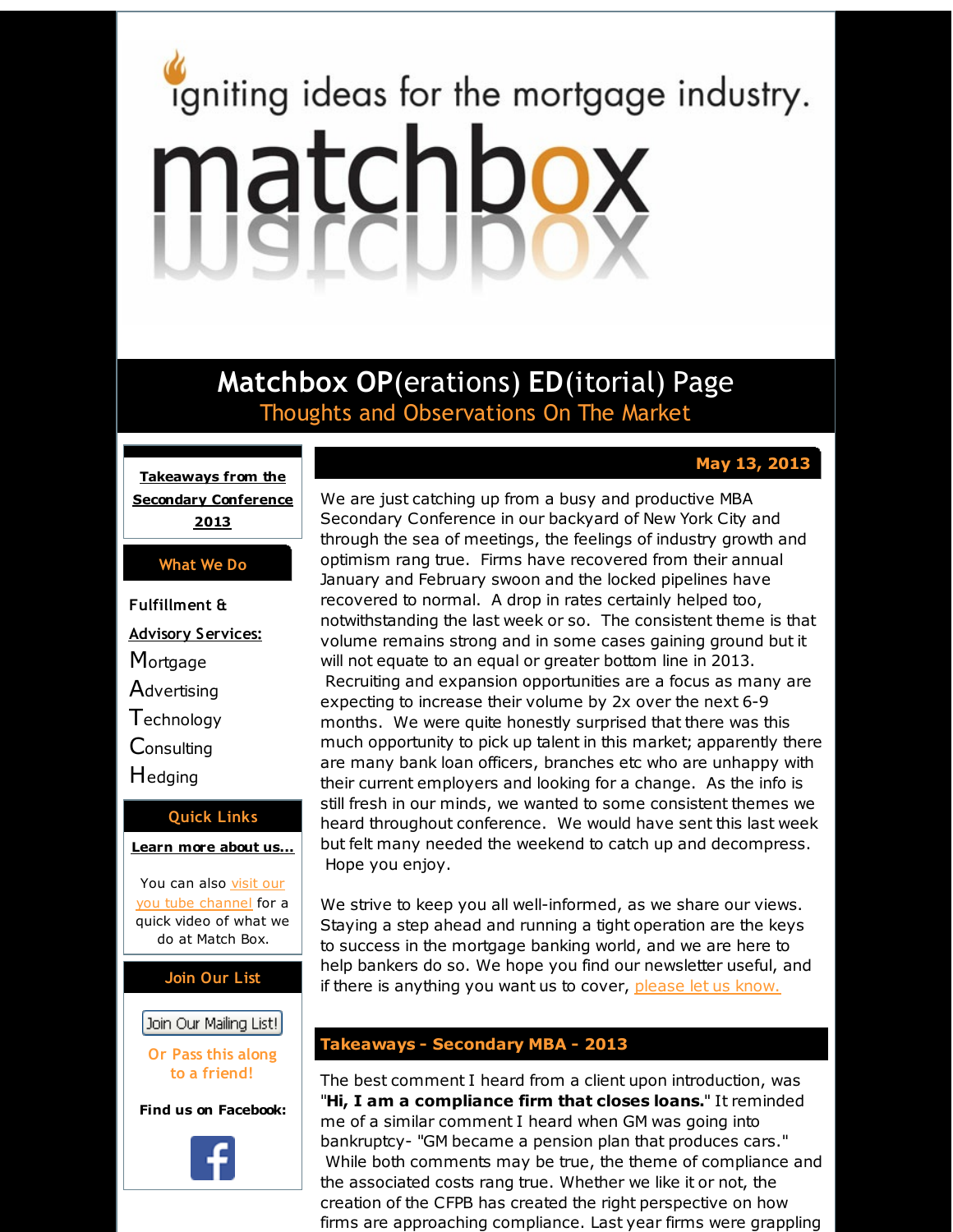igniting ideas for the mortgage industry.

# matchbox

## Matchbox OP(erations) ED(itorial) Page

Thoughts and Observations On The Market

**Takeaways from the Secondary Conference 2013**

**What We Do**

**Fulfillment & Advisory Services:**

Mortgage
Advertising
Technology
Consulting
Hedging

**Quick Links**

**Learn more about us...**

You can also visit our you tube channel for a quick video of what we do at Match Box.

**Join Our List**

Join Our Mailing List!

Or Pass this along to a friend!

**Find us on Facebook:**

**May 13, 2013**

We are just catching up from a busy and productive MBA Secondary Conference in our backyard of New York City and through the sea of meetings, the feelings of industry growth and optimism rang true. Firms have recovered from their annual January and February swoon and the locked pipelines have recovered to normal. A drop in rates certainly helped too, notwithstanding the last week or so. The consistent theme is that volume remains strong and in some cases gaining ground but it will not equate to an equal or greater bottom line in 2013. Recruiting and expansion opportunities are a focus as many are expecting to increase their volume by 2x over the next 6-9 months. We were quite honestly surprised that there was this much opportunity to pick up talent in this market; apparently there are many bank loan officers, branches etc who are unhappy with their current employers and looking for a change. As the info is still fresh in our minds, we wanted to some consistent themes we heard throughout conference. We would have sent this last week but felt many needed the weekend to catch up and decompress. Hope you enjoy.

We strive to keep you all well-informed, as we share our views. Staying a step ahead and running a tight operation are the keys to success in the mortgage banking world, and we are here to help bankers do so. We hope you find our newsletter useful, and if there is anything you want us to cover, please let us know.

## Takeaways - Secondary MBA - 2013

The best comment I heard from a client upon introduction, was "**Hi, I am a compliance firm that closes loans.**" It reminded me of a similar comment I heard when GM was going into bankruptcy- "GM became a pension plan that produces cars." While both comments may be true, the theme of compliance and the associated costs rang true. Whether we like it or not, the creation of the CFPB has created the right perspective on how firms are approaching compliance. Last year firms were grappling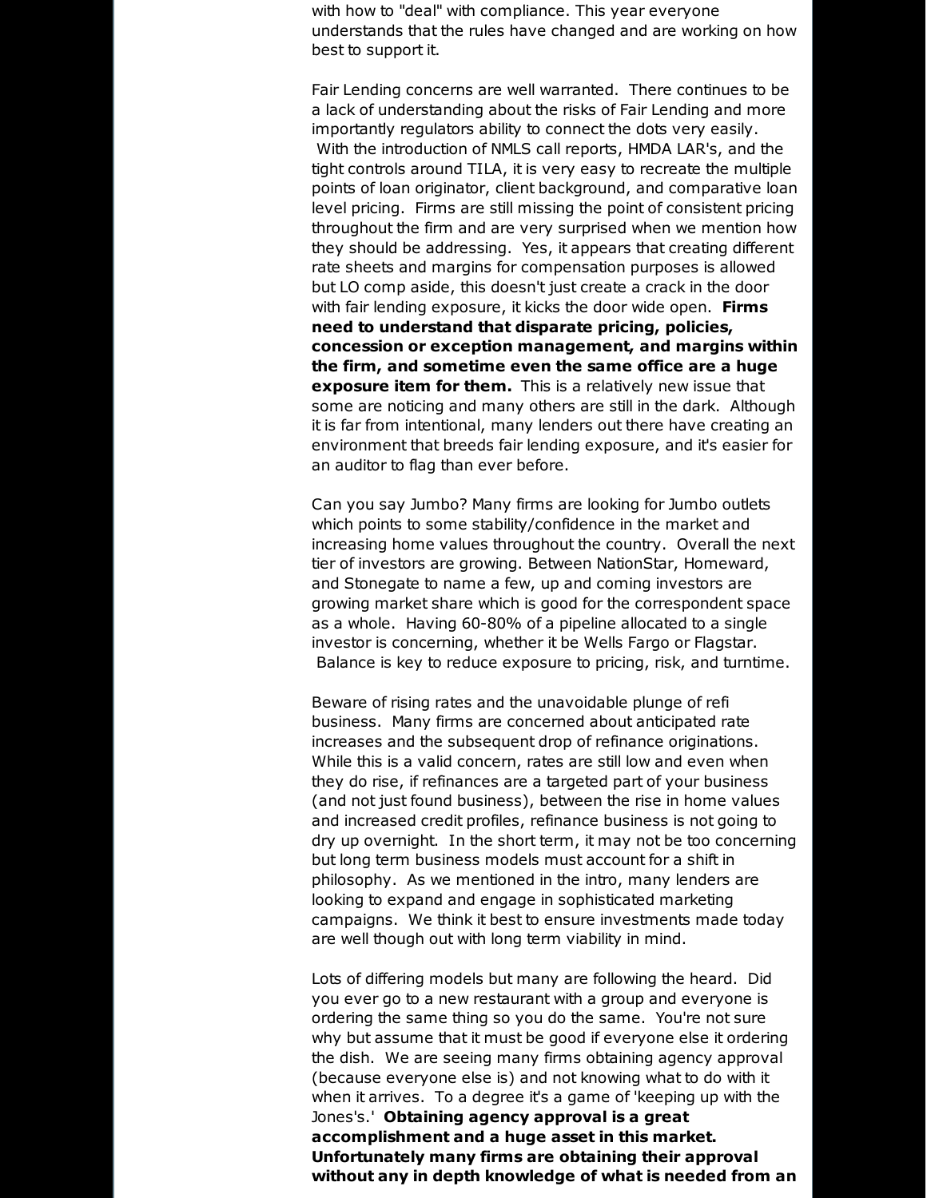with how to "deal" with compliance. This year everyone understands that the rules have changed and are working on how best to support it.

Fair Lending concerns are well warranted. There continues to be a lack of understanding about the risks of Fair Lending and more importantly regulators ability to connect the dots very easily. With the introduction of NMLS call reports, HMDA LAR's, and the tight controls around TILA, it is very easy to recreate the multiple points of loan originator, client background, and comparative loan level pricing. Firms are still missing the point of consistent pricing throughout the firm and are very surprised when we mention how they should be addressing. Yes, it appears that creating different rate sheets and margins for compensation purposes is allowed but LO comp aside, this doesn't just create a crack in the door with fair lending exposure, it kicks the door wide open. **Firms need to understand that disparate pricing, policies, concession or exception management, and margins within the firm, and sometime even the same office are a huge exposure item for them.** This is a relatively new issue that some are noticing and many others are still in the dark. Although it is far from intentional, many lenders out there have creating an environment that breeds fair lending exposure, and it's easier for an auditor to flag than ever before.

Can you say Jumbo? Many firms are looking for Jumbo outlets which points to some stability/confidence in the market and increasing home values throughout the country. Overall the next tier of investors are growing. Between NationStar, Homeward, and Stonegate to name a few, up and coming investors are growing market share which is good for the correspondent space as a whole. Having 60-80% of a pipeline allocated to a single investor is concerning, whether it be Wells Fargo or Flagstar. Balance is key to reduce exposure to pricing, risk, and turntime.

Beware of rising rates and the unavoidable plunge of refi business. Many firms are concerned about anticipated rate increases and the subsequent drop of refinance originations. While this is a valid concern, rates are still low and even when they do rise, if refinances are a targeted part of your business (and not just found business), between the rise in home values and increased credit profiles, refinance business is not going to dry up overnight. In the short term, it may not be too concerning but long term business models must account for a shift in philosophy. As we mentioned in the intro, many lenders are looking to expand and engage in sophisticated marketing campaigns. We think it best to ensure investments made today are well though out with long term viability in mind.

Lots of differing models but many are following the heard. Did you ever go to a new restaurant with a group and everyone is ordering the same thing so you do the same. You're not sure why but assume that it must be good if everyone else it ordering the dish. We are seeing many firms obtaining agency approval (because everyone else is) and not knowing what to do with it when it arrives. To a degree it's a game of 'keeping up with the Jones's.' **Obtaining agency approval is a great accomplishment and a huge asset in this market. Unfortunately many firms are obtaining their approval without any in depth knowledge of what is needed from an**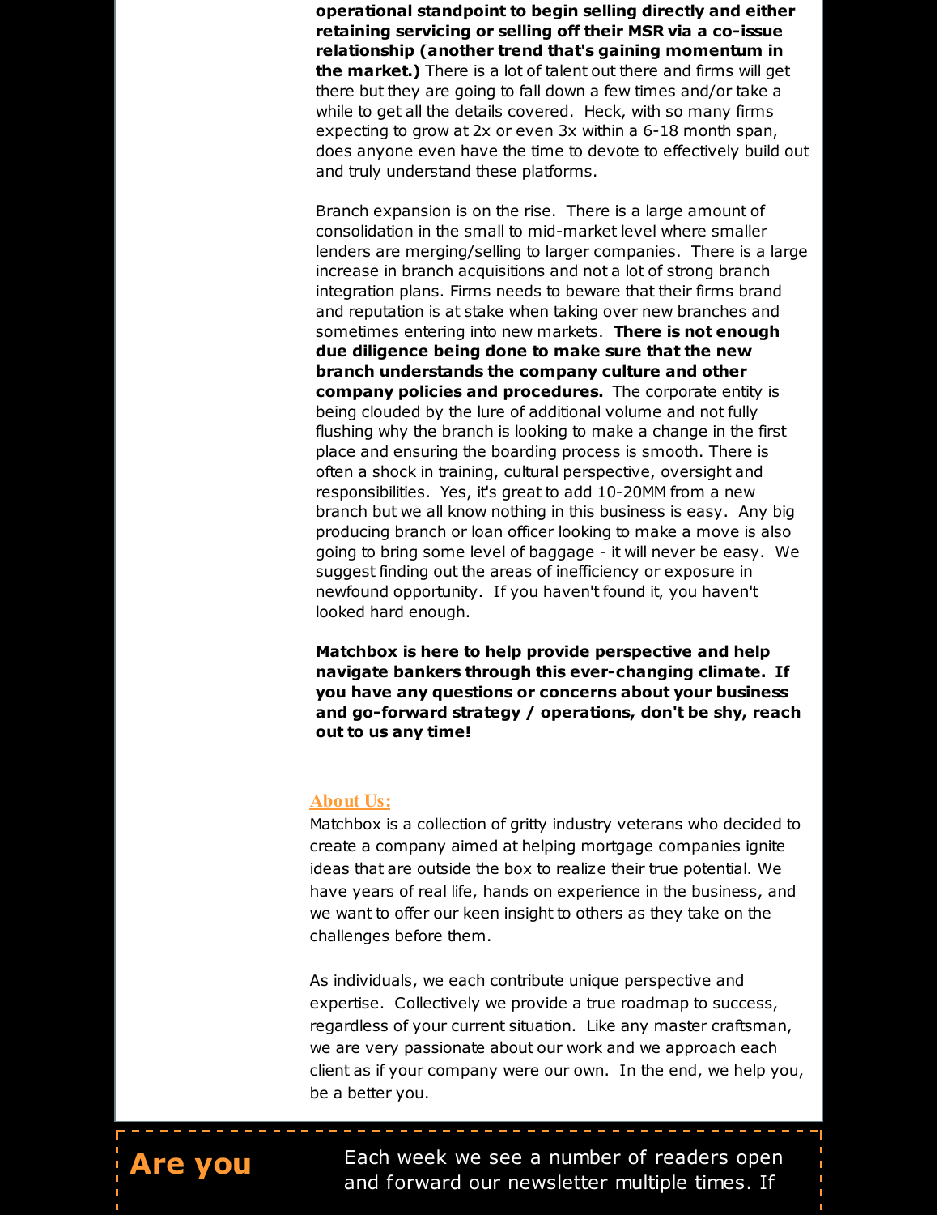**operational standpoint to begin selling directly and either retaining servicing or selling off their MSR via a co-issue relationship (another trend that's gaining momentum in the market.)** There is a lot of talent out there and firms will get there but they are going to fall down a few times and/or take a while to get all the details covered. Heck, with so many firms expecting to grow at 2x or even 3x within a 6-18 month span, does anyone even have the time to devote to effectively build out and truly understand these platforms.

Branch expansion is on the rise. There is a large amount of consolidation in the small to mid-market level where smaller lenders are merging/selling to larger companies. There is a large increase in branch acquisitions and not a lot of strong branch integration plans. Firms needs to beware that their firms brand and reputation is at stake when taking over new branches and sometimes entering into new markets. **There is not enough due diligence being done to make sure that the new branch understands the company culture and other company policies and procedures.** The corporate entity is being clouded by the lure of additional volume and not fully flushing why the branch is looking to make a change in the first place and ensuring the boarding process is smooth. There is often a shock in training, cultural perspective, oversight and responsibilities. Yes, it's great to add 10-20MM from a new branch but we all know nothing in this business is easy. Any big producing branch or loan officer looking to make a move is also going to bring some level of baggage - it will never be easy. We suggest finding out the areas of inefficiency or exposure in newfound opportunity. If you haven't found it, you haven't looked hard enough.

**Matchbox is here to help provide perspective and help navigate bankers through this ever-changing climate. If you have any questions or concerns about your business and go-forward strategy / operations, don't be shy, reach out to us any time!**

## About Us:

Matchbox is a collection of gritty industry veterans who decided to create a company aimed at helping mortgage companies ignite ideas that are outside the box to realize their true potential. We have years of real life, hands on experience in the business, and we want to offer our keen insight to others as they take on the challenges before them.

As individuals, we each contribute unique perspective and expertise. Collectively we provide a true roadmap to success, regardless of your current situation. Like any master craftsman, we are very passionate about our work and we approach each client as if your company were our own. In the end, we help you, be a better you.

**Are you**

Each week we see a number of readers open and forward our newsletter multiple times. If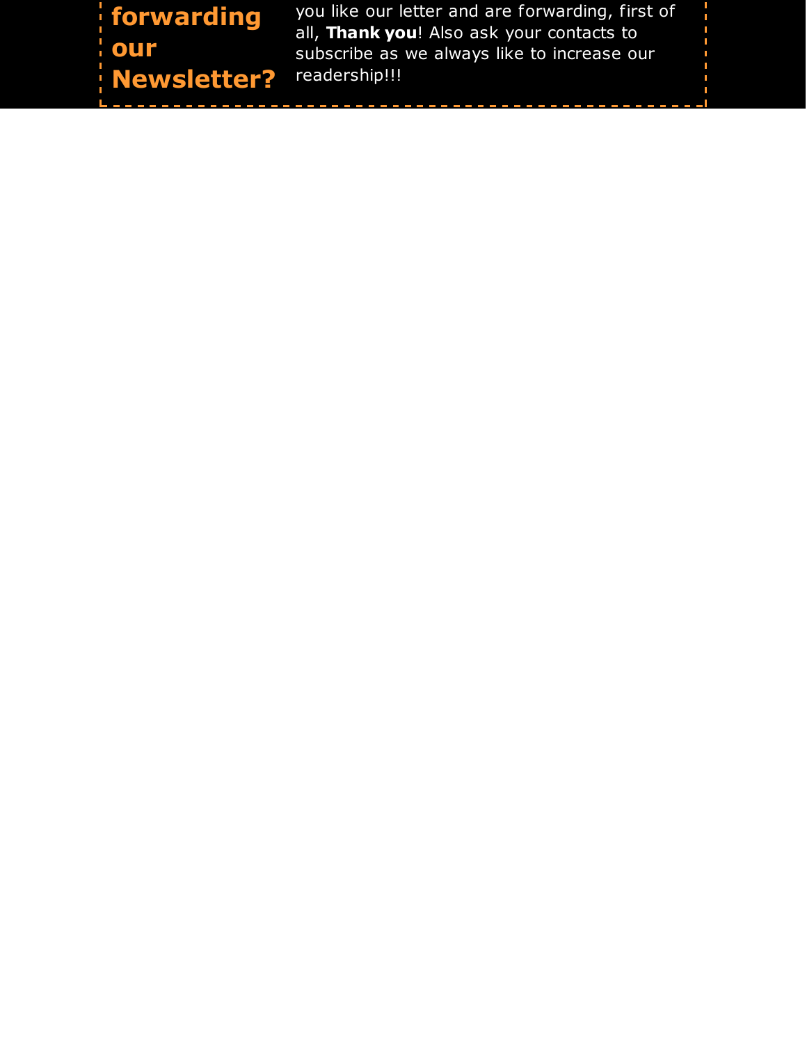**forwarding our Newsletter?**

you like our letter and are forwarding, first of all, **Thank you**! Also ask your contacts to subscribe as we always like to increase our readership!!!